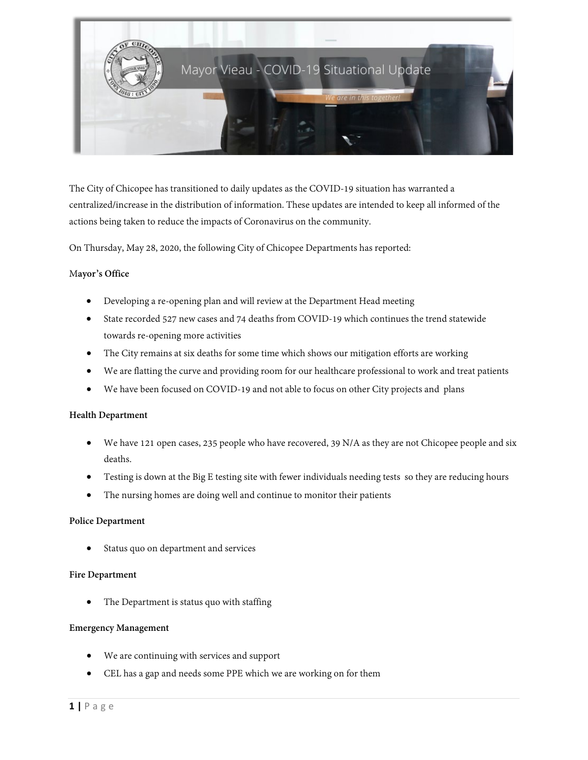# Mayor Vieau - COVID-19 Situational Update

*We are in this together!*

The City of Chicopee has transitioned to daily updates as the COVID-19 situation has warranted a centralized/increase in the distribution of information. These updates are intended to keep all informed of the actions being taken to reduce the impacts of Coronavirus on the community.

On Thursday, May 28, 2020, the following City of Chicopee Departments has reported:

**Mayor's Office**

- Developing a re-opening plan and will review at the Department Head meeting
- State recorded 527 new cases and 74 deaths from COVID-19 which continues the trend statewide towards re-opening more activities
- The City remains at six deaths for some time which shows our mitigation efforts are working
- We are flatting the curve and providing room for our healthcare professional to work and treat patients
- We have been focused on COVID-19 and not able to focus on other City projects and plans

**Health Department**

- We have 121 open cases, 235 people who have recovered, 39 N/A as they are not Chicopee people and six deaths.
- Testing is down at the Big E testing site with fewer individuals needing tests so they are reducing hours
- The nursing homes are doing well and continue to monitor their patients

**Police Department**

- Status quo on department and services

**Fire Department**

- The Department is status quo with staffing

**Emergency Management**

- We are continuing with services and support
- CEL has a gap and needs some PPE which we are working on for them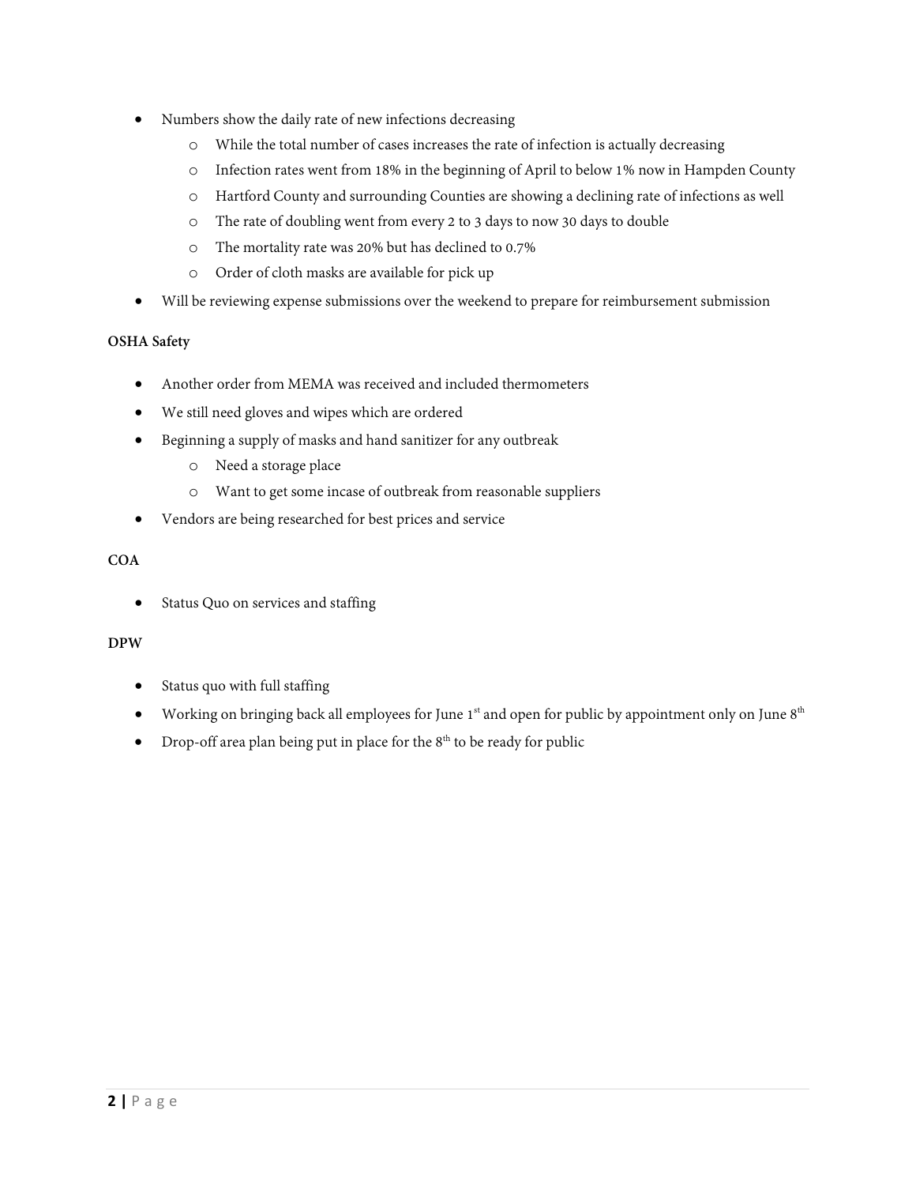- Numbers show the daily rate of new infections decreasing
  - While the total number of cases increases the rate of infection is actually decreasing
  - Infection rates went from 18% in the beginning of April to below 1% now in Hampden County
  - Hartford County and surrounding Counties are showing a declining rate of infections as well
  - The rate of doubling went from every 2 to 3 days to now 30 days to double
  - The mortality rate was 20% but has declined to 0.7%
  - Order of cloth masks are available for pick up
- Will be reviewing expense submissions over the weekend to prepare for reimbursement submission

**OSHA Safety**

- Another order from MEMA was received and included thermometers
- We still need gloves and wipes which are ordered
- Beginning a supply of masks and hand sanitizer for any outbreak
  - Need a storage place
  - Want to get some incase of outbreak from reasonable suppliers
- Vendors are being researched for best prices and service

**COA**

- Status Quo on services and staffing

**DPW**

- Status quo with full staffing
- Working on bringing back all employees for June 1st and open for public by appointment only on June 8th
- Drop-off area plan being put in place for the 8th to be ready for public